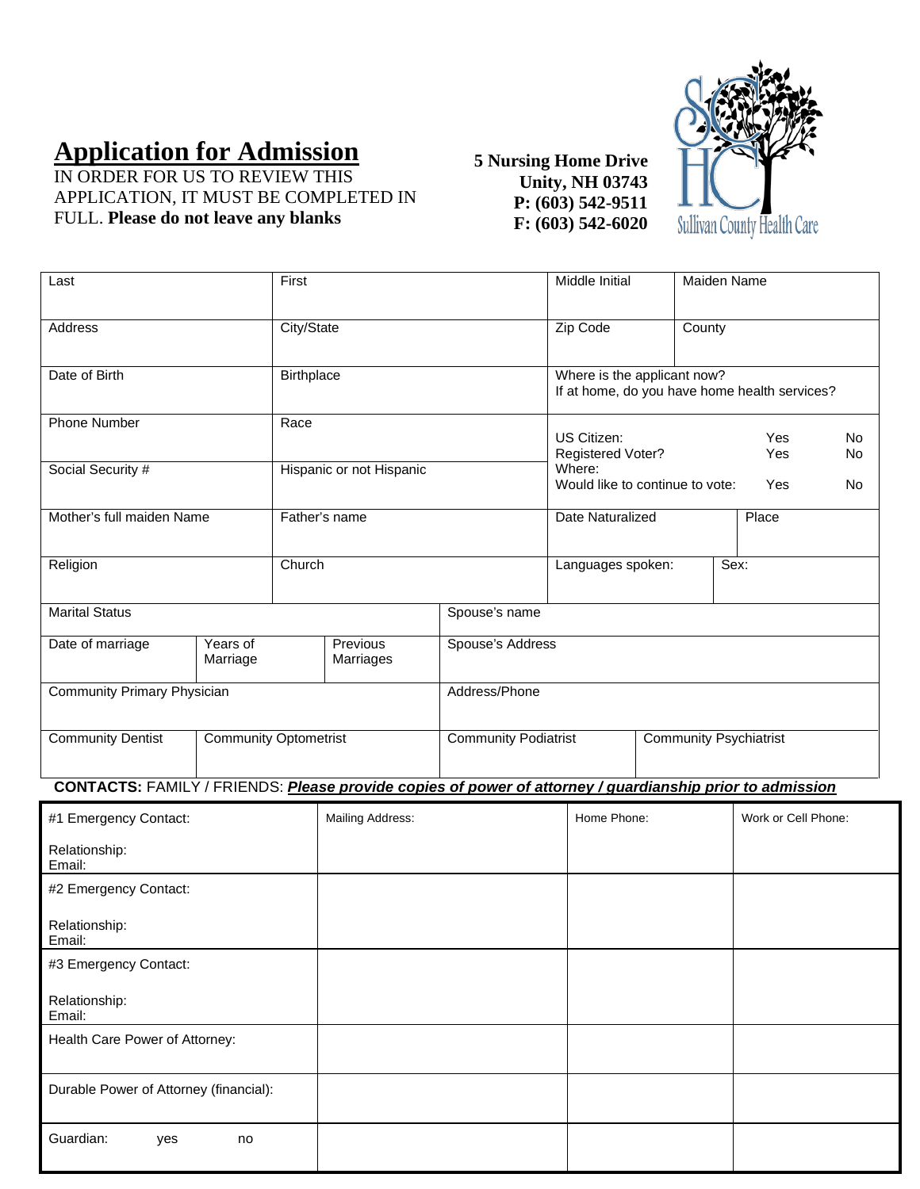# Application for Admission

IN ORDER FOR US TO REVIEW THIS APPLICATION, IT MUST BE COMPLETED IN FULL. **Please do not leave any blanks**

**5 Nursing Home Drive**
**Unity, NH 03743**
**P: (603) 542-9511**
**F: (603) 542-6020**

Sullivan County Health Care

| Last | First | Middle Initial | Maiden Name |
|---|---|---|---|
| Address | City/State | Zip Code | County |
| Date of Birth | Birthplace | Where is the applicant now?<br>If at home, do you have home health services? | |
| Phone Number | Race | US Citizen: Yes No<br>Registered Voter? Yes No<br>Where:<br>Would like to continue to vote: Yes No | |
| Social Security # | Hispanic or not Hispanic | | |
| Mother's full maiden Name | Father's name | Date Naturalized | Place |
| Religion | Church | Languages spoken: | Sex: |

| Marital Status | | | Spouse's name |
|---|---|---|---|
| Date of marriage | Years of Marriage | Previous Marriages | Spouse's Address |
| Community Primary Physician | | | Address/Phone |

| Community Dentist | Community Optometrist | Community Podiatrist | Community Psychiatrist |
|---|---|---|---|
| | | | |

**CONTACTS:** FAMILY / FRIENDS: ***Please provide copies of power of attorney / guardianship prior to admission***

| #1 Emergency Contact:<br><br>Relationship:<br>Email: | Mailing Address: | Home Phone: | Work or Cell Phone: |
|---|---|---|---|
| #2 Emergency Contact:<br><br>Relationship:<br>Email: | | | |
| #3 Emergency Contact:<br><br>Relationship:<br>Email: | | | |
| Health Care Power of Attorney: | | | |
| Durable Power of Attorney (financial): | | | |
| Guardian: yes no | | | |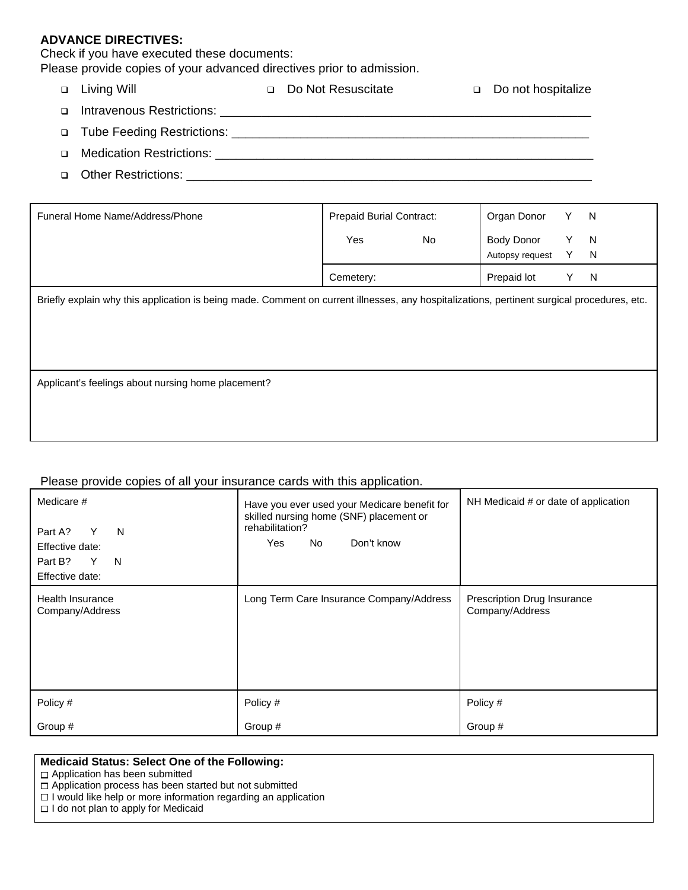**ADVANCE DIRECTIVES:**
Check if you have executed these documents:
Please provide copies of your advanced directives prior to admission.

- ☐ Living Will　　☐ Do Not Resuscitate　　☐ Do not hospitalize
- ☐ Intravenous Restrictions: ______________________________________________________
- ☐ Tube Feeding Restrictions: ____________________________________________________
- ☐ Medication Restrictions: ______________________________________________________
- ☐ Other Restrictions: __________________________________________________________

| Funeral Home Name/Address/Phone | Prepaid Burial Contract:<br>Yes　　No | Organ Donor　Y　N<br>Body Donor　Y　N<br>Autopsy request　Y　N |
|---|---|---|
| | Cemetery: | Prepaid lot　Y　N |

| Briefly explain why this application is being made. Comment on current illnesses, any hospitalizations, pertinent surgical procedures, etc. |
|---|
| |

| Applicant's feelings about nursing home placement? |
|---|
| |

Please provide copies of all your insurance cards with this application.

| Medicare #<br>Part A?　Y　N<br>Effective date:<br>Part B?　Y　N<br>Effective date: | Have you ever used your Medicare benefit for skilled nursing home (SNF) placement or rehabilitation?<br>Yes　No　Don't know | NH Medicaid # or date of application |
|---|---|---|
| Health Insurance Company/Address | Long Term Care Insurance Company/Address | Prescription Drug Insurance Company/Address |
| Policy #<br>Group # | Policy #<br>Group # | Policy #<br>Group # |

**Medicaid Status: Select One of the Following:**
- ☐ Application has been submitted
- ☐ Application process has been started but not submitted
- ☐ I would like help or more information regarding an application
- ☐ I do not plan to apply for Medicaid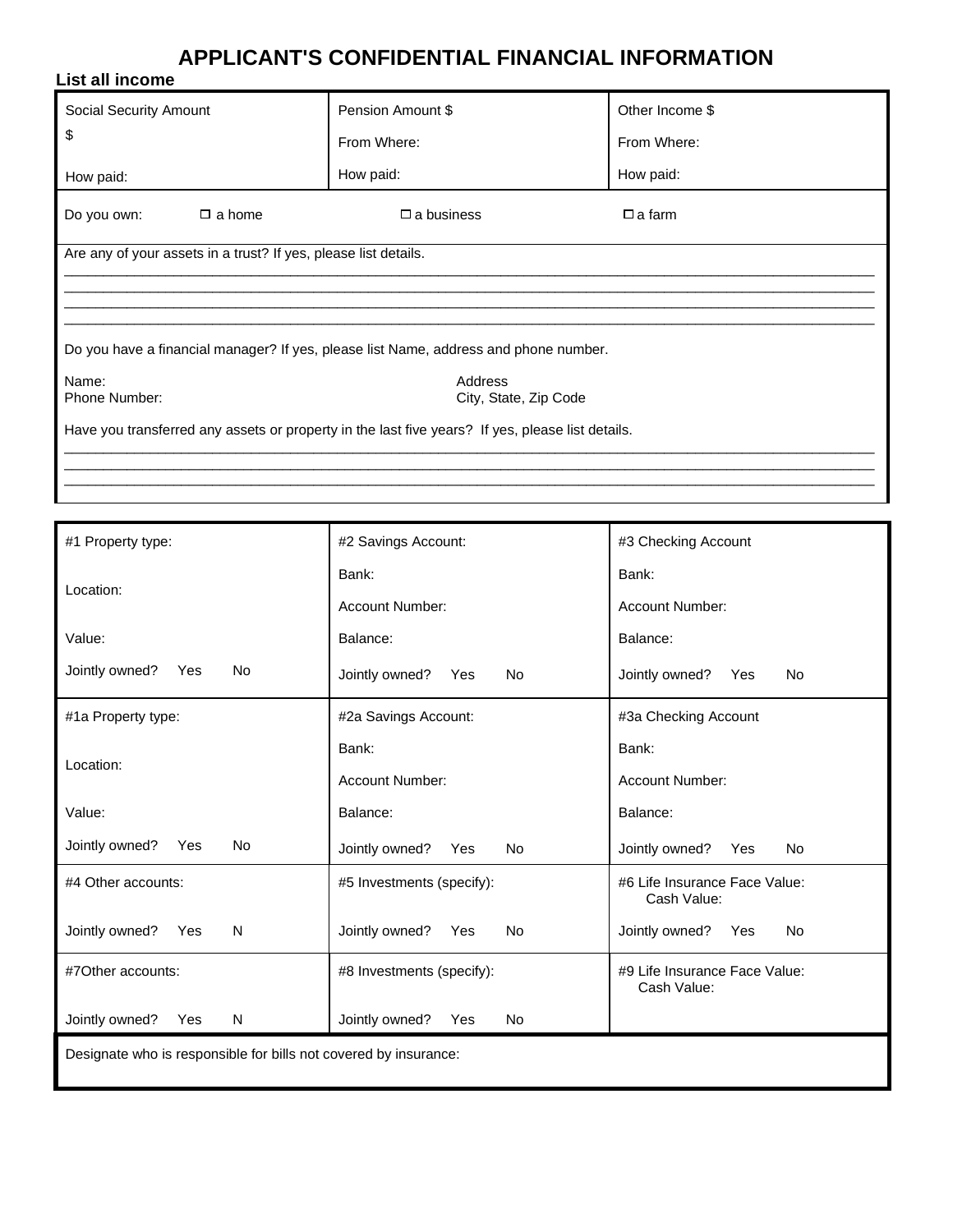# APPLICANT'S CONFIDENTIAL FINANCIAL INFORMATION

**List all income**

| Social Security Amount | Pension Amount $ | Other Income $ |
|---|---|---|
| $ | From Where: | From Where: |
| How paid: | How paid: | How paid: |

Do you own: ☐ a home ☐ a business ☐ a farm

Are any of your assets in a trust? If yes, please list details.

\_\_\_\_\_\_\_\_\_\_\_\_\_\_\_\_\_\_\_\_\_\_\_\_\_\_\_\_\_\_\_\_\_\_\_\_\_\_\_\_\_\_\_\_\_\_\_\_\_\_\_\_\_\_\_\_\_\_\_\_\_\_\_\_\_\_\_\_\_\_\_\_\_\_\_\_\_\_\_\_

\_\_\_\_\_\_\_\_\_\_\_\_\_\_\_\_\_\_\_\_\_\_\_\_\_\_\_\_\_\_\_\_\_\_\_\_\_\_\_\_\_\_\_\_\_\_\_\_\_\_\_\_\_\_\_\_\_\_\_\_\_\_\_\_\_\_\_\_\_\_\_\_\_\_\_\_\_\_\_\_

\_\_\_\_\_\_\_\_\_\_\_\_\_\_\_\_\_\_\_\_\_\_\_\_\_\_\_\_\_\_\_\_\_\_\_\_\_\_\_\_\_\_\_\_\_\_\_\_\_\_\_\_\_\_\_\_\_\_\_\_\_\_\_\_\_\_\_\_\_\_\_\_\_\_\_\_\_\_\_\_

\_\_\_\_\_\_\_\_\_\_\_\_\_\_\_\_\_\_\_\_\_\_\_\_\_\_\_\_\_\_\_\_\_\_\_\_\_\_\_\_\_\_\_\_\_\_\_\_\_\_\_\_\_\_\_\_\_\_\_\_\_\_\_\_\_\_\_\_\_\_\_\_\_\_\_\_\_\_\_\_

Do you have a financial manager? If yes, please list Name, address and phone number.

Name: Address

Phone Number: City, State, Zip Code

Have you transferred any assets or property in the last five years? If yes, please list details.

\_\_\_\_\_\_\_\_\_\_\_\_\_\_\_\_\_\_\_\_\_\_\_\_\_\_\_\_\_\_\_\_\_\_\_\_\_\_\_\_\_\_\_\_\_\_\_\_\_\_\_\_\_\_\_\_\_\_\_\_\_\_\_\_\_\_\_\_\_\_\_\_\_\_\_\_\_\_\_\_

\_\_\_\_\_\_\_\_\_\_\_\_\_\_\_\_\_\_\_\_\_\_\_\_\_\_\_\_\_\_\_\_\_\_\_\_\_\_\_\_\_\_\_\_\_\_\_\_\_\_\_\_\_\_\_\_\_\_\_\_\_\_\_\_\_\_\_\_\_\_\_\_\_\_\_\_\_\_\_\_

\_\_\_\_\_\_\_\_\_\_\_\_\_\_\_\_\_\_\_\_\_\_\_\_\_\_\_\_\_\_\_\_\_\_\_\_\_\_\_\_\_\_\_\_\_\_\_\_\_\_\_\_\_\_\_\_\_\_\_\_\_\_\_\_\_\_\_\_\_\_\_\_\_\_\_\_\_\_\_\_

| #1 Property type: | #2 Savings Account: | #3 Checking Account |
|---|---|---|
| Location: | Bank:<br>Account Number: | Bank:<br>Account Number: |
| Value: | Balance: | Balance: |
| Jointly owned? Yes No | Jointly owned? Yes No | Jointly owned? Yes No |
| #1a Property type: | #2a Savings Account: | #3a Checking Account |
| Location: | Bank:<br>Account Number: | Bank:<br>Account Number: |
| Value: | Balance: | Balance: |
| Jointly owned? Yes No | Jointly owned? Yes No | Jointly owned? Yes No |
| #4 Other accounts: | #5 Investments (specify): | #6 Life Insurance Face Value:<br>Cash Value: |
| Jointly owned? Yes N | Jointly owned? Yes No | Jointly owned? Yes No |
| #7Other accounts: | #8 Investments (specify): | #9 Life Insurance Face Value:<br>Cash Value: |
| Jointly owned? Yes N | Jointly owned? Yes No | |

Designate who is responsible for bills not covered by insurance: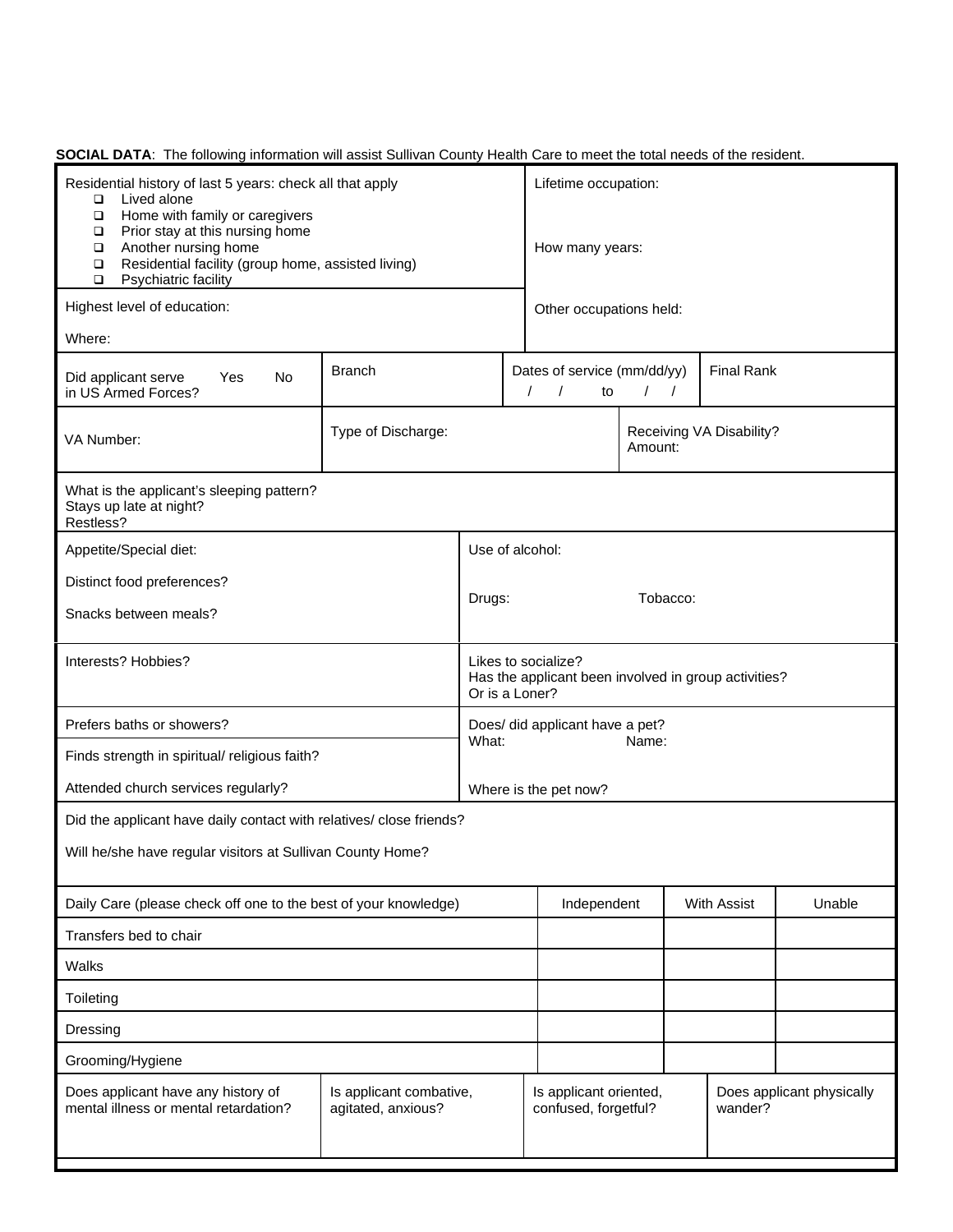**SOCIAL DATA**: The following information will assist Sullivan County Health Care to meet the total needs of the resident.

Residential history of last 5 years: check all that apply

- ❑ Lived alone
- ❑ Home with family or caregivers
- ❑ Prior stay at this nursing home
- ❑ Another nursing home
- ❑ Residential facility (group home, assisted living)
- ❑ Psychiatric facility

Lifetime occupation:

How many years:

Highest level of education:

Where:

Other occupations held:

| Did applicant serve in US Armed Forces? Yes No | Branch | Dates of service (mm/dd/yy) / / to / / | Final Rank |
|---|---|---|---|

| VA Number: | Type of Discharge: | Receiving VA Disability? Amount: |
|---|---|---|

What is the applicant's sleeping pattern?
Stays up late at night?
Restless?

| Appetite/Special diet:<br><br>Distinct food preferences?<br><br>Snacks between meals? | Use of alcohol:<br><br>Drugs: Tobacco: |
|---|---|
| Interests? Hobbies? | Likes to socialize?<br>Has the applicant been involved in group activities?<br>Or is a Loner? |
| Prefers baths or showers?<br><br>Finds strength in spiritual/ religious faith?<br><br>Attended church services regularly? | Does/ did applicant have a pet?<br>What: Name:<br><br>Where is the pet now? |

Did the applicant have daily contact with relatives/ close friends?

Will he/she have regular visitors at Sullivan County Home?

| Daily Care (please check off one to the best of your knowledge) | Independent | With Assist | Unable |
|---|---|---|---|
| Transfers bed to chair | | | |
| Walks | | | |
| Toileting | | | |
| Dressing | | | |
| Grooming/Hygiene | | | |

| Does applicant have any history of mental illness or mental retardation? | Is applicant combative, agitated, anxious? | Is applicant oriented, confused, forgetful? | Does applicant physically wander? |
|---|---|---|---|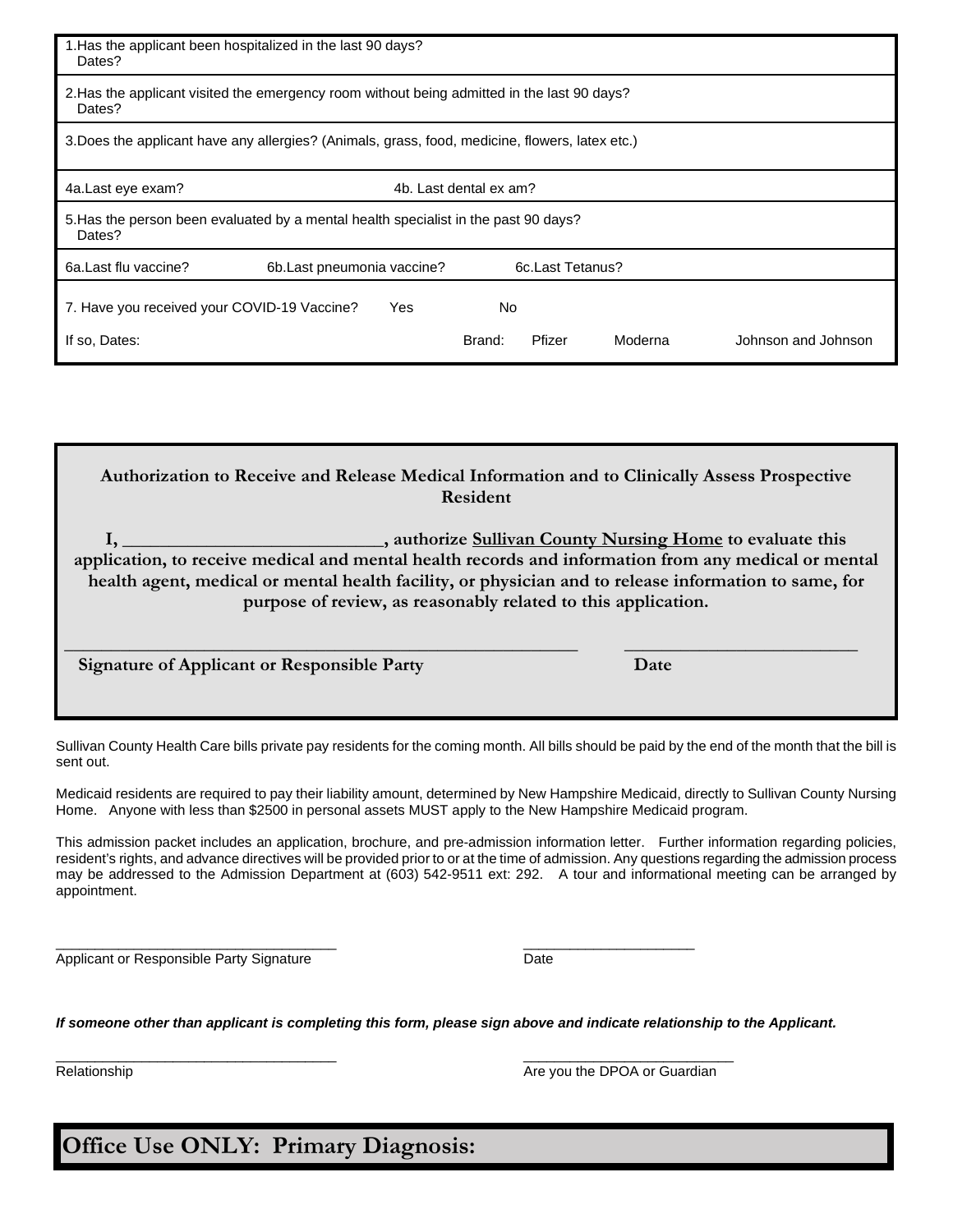| |
|---|
| 1.Has the applicant been hospitalized in the last 90 days?<br>Dates? |
| 2.Has the applicant visited the emergency room without being admitted in the last 90 days?<br>Dates? |
| 3.Does the applicant have any allergies? (Animals, grass, food, medicine, flowers, latex etc.) |
| 4a.Last eye exam? 4b. Last dental ex am? |
| 5.Has the person been evaluated by a mental health specialist in the past 90 days?<br>Dates? |
| 6a.Last flu vaccine? 6b.Last pneumonia vaccine? 6c.Last Tetanus? |
| 7. Have you received your COVID-19 Vaccine? Yes No<br>If so, Dates: Brand: Pfizer Moderna Johnson and Johnson |

**Authorization to Receive and Release Medical Information and to Clinically Assess Prospective Resident**

**I, \_\_\_\_\_\_\_\_\_\_\_\_\_\_\_\_\_\_\_\_\_\_\_\_\_\_\_\_, authorize Sullivan County Nursing Home to evaluate this application, to receive medical and mental health records and information from any medical or mental health agent, medical or mental health facility, or physician and to release information to same, for purpose of review, as reasonably related to this application.**

\_\_\_\_\_\_\_\_\_\_\_\_\_\_\_\_\_\_\_\_\_\_\_\_\_\_\_\_\_\_\_\_\_\_\_\_\_\_\_\_ \_\_\_\_\_\_\_\_\_\_\_\_\_\_\_\_\_\_\_\_\_\_\_\_

**Signature of Applicant or Responsible Party** **Date**

Sullivan County Health Care bills private pay residents for the coming month. All bills should be paid by the end of the month that the bill is sent out.

Medicaid residents are required to pay their liability amount, determined by New Hampshire Medicaid, directly to Sullivan County Nursing Home. Anyone with less than $2500 in personal assets MUST apply to the New Hampshire Medicaid program.

This admission packet includes an application, brochure, and pre-admission information letter. Further information regarding policies, resident's rights, and advance directives will be provided prior to or at the time of admission. Any questions regarding the admission process may be addressed to the Admission Department at (603) 542-9511 ext: 292. A tour and informational meeting can be arranged by appointment.

\_\_\_\_\_\_\_\_\_\_\_\_\_\_\_\_\_\_\_\_\_\_\_\_\_\_\_\_\_\_\_\_\_\_\_\_ \_\_\_\_\_\_\_\_\_\_\_\_\_\_\_\_\_\_\_\_\_\_

Applicant or Responsible Party Signature Date

***If someone other than applicant is completing this form, please sign above and indicate relationship to the Applicant.***

\_\_\_\_\_\_\_\_\_\_\_\_\_\_\_\_\_\_\_\_\_\_\_\_\_\_\_\_\_\_\_\_\_\_\_\_ \_\_\_\_\_\_\_\_\_\_\_\_\_\_\_\_\_\_\_\_\_\_\_\_\_\_\_

Relationship Are you the DPOA or Guardian

**Office Use ONLY: Primary Diagnosis:**